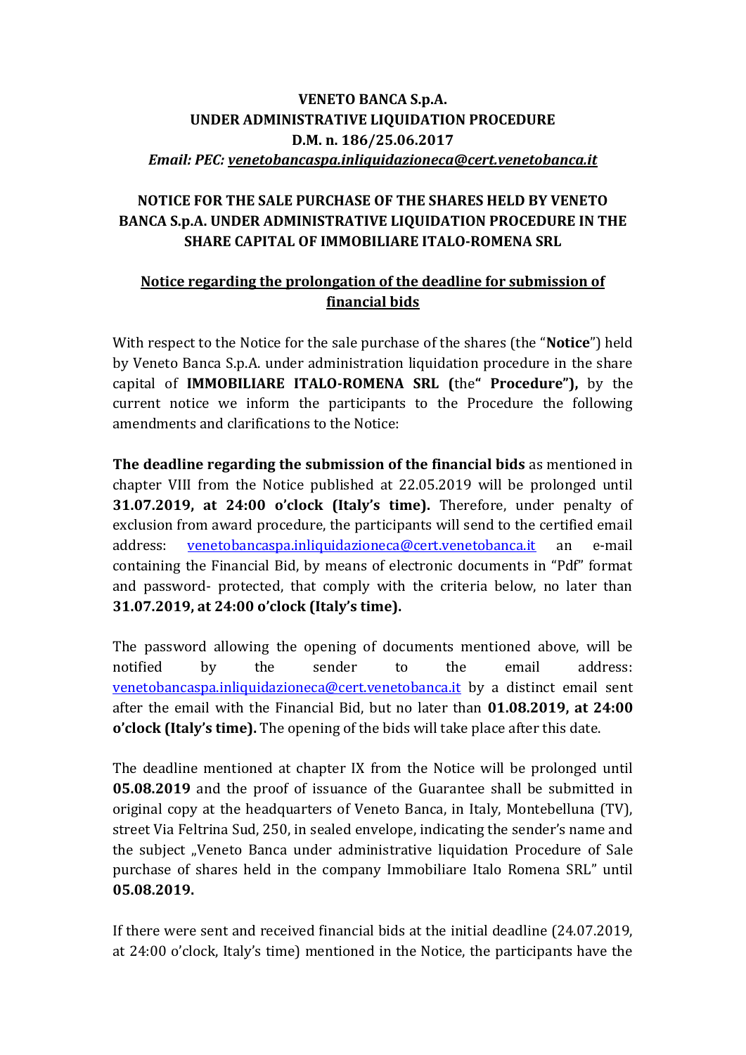**VENETO BANCA S.p.A.**
**UNDER ADMINISTRATIVE LIQUIDATION PROCEDURE**
**D.M. n. 186/25.06.2017**
***Email: PEC: venetobancaspa.inliquidazioneca@cert.venetobanca.it***

## NOTICE FOR THE SALE PURCHASE OF THE SHARES HELD BY VENETO BANCA S.p.A. UNDER ADMINISTRATIVE LIQUIDATION PROCEDURE IN THE SHARE CAPITAL OF IMMOBILIARE ITALO-ROMENA SRL

### Notice regarding the prolongation of the deadline for submission of financial bids

With respect to the Notice for the sale purchase of the shares (the "**Notice**") held by Veneto Banca S.p.A. under administration liquidation procedure in the share capital of **IMMOBILIARE ITALO-ROMENA SRL (**the**" Procedure"),** by the current notice we inform the participants to the Procedure the following amendments and clarifications to the Notice:

**The deadline regarding the submission of the financial bids** as mentioned in chapter VIII from the Notice published at 22.05.2019 will be prolonged until **31.07.2019, at 24:00 o'clock (Italy's time).** Therefore, under penalty of exclusion from award procedure, the participants will send to the certified email address: venetobancaspa.inliquidazioneca@cert.venetobanca.it an e-mail containing the Financial Bid, by means of electronic documents in "Pdf" format and password- protected, that comply with the criteria below, no later than **31.07.2019, at 24:00 o'clock (Italy's time).**

The password allowing the opening of documents mentioned above, will be notified by the sender to the email address: venetobancaspa.inliquidazioneca@cert.venetobanca.it by a distinct email sent after the email with the Financial Bid, but no later than **01.08.2019, at 24:00 o'clock (Italy's time).** The opening of the bids will take place after this date.

The deadline mentioned at chapter IX from the Notice will be prolonged until **05.08.2019** and the proof of issuance of the Guarantee shall be submitted in original copy at the headquarters of Veneto Banca, in Italy, Montebelluna (TV), street Via Feltrina Sud, 250, in sealed envelope, indicating the sender's name and the subject „Veneto Banca under administrative liquidation Procedure of Sale purchase of shares held in the company Immobiliare Italo Romena SRL" until **05.08.2019.**

If there were sent and received financial bids at the initial deadline (24.07.2019, at 24:00 o'clock, Italy's time) mentioned in the Notice, the participants have the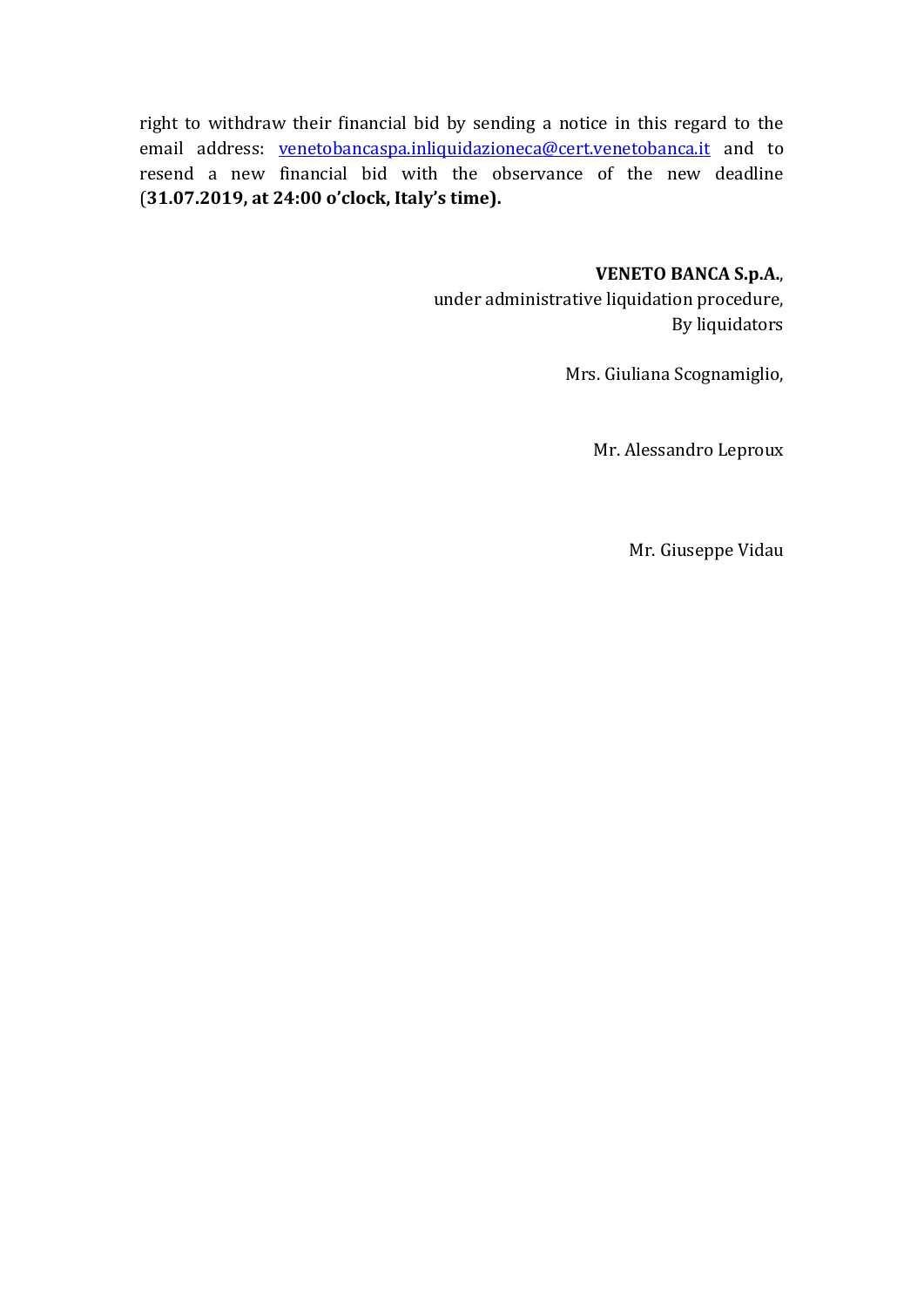right to withdraw their financial bid by sending a notice in this regard to the email address: venetobancaspa.inliquidazioneca@cert.venetobanca.it and to resend a new financial bid with the observance of the new deadline (**31.07.2019, at 24:00 o'clock, Italy's time).**

**VENETO BANCA S.p.A.**,
under administrative liquidation procedure,
By liquidators

Mrs. Giuliana Scognamiglio,

Mr. Alessandro Leproux

Mr. Giuseppe Vidau